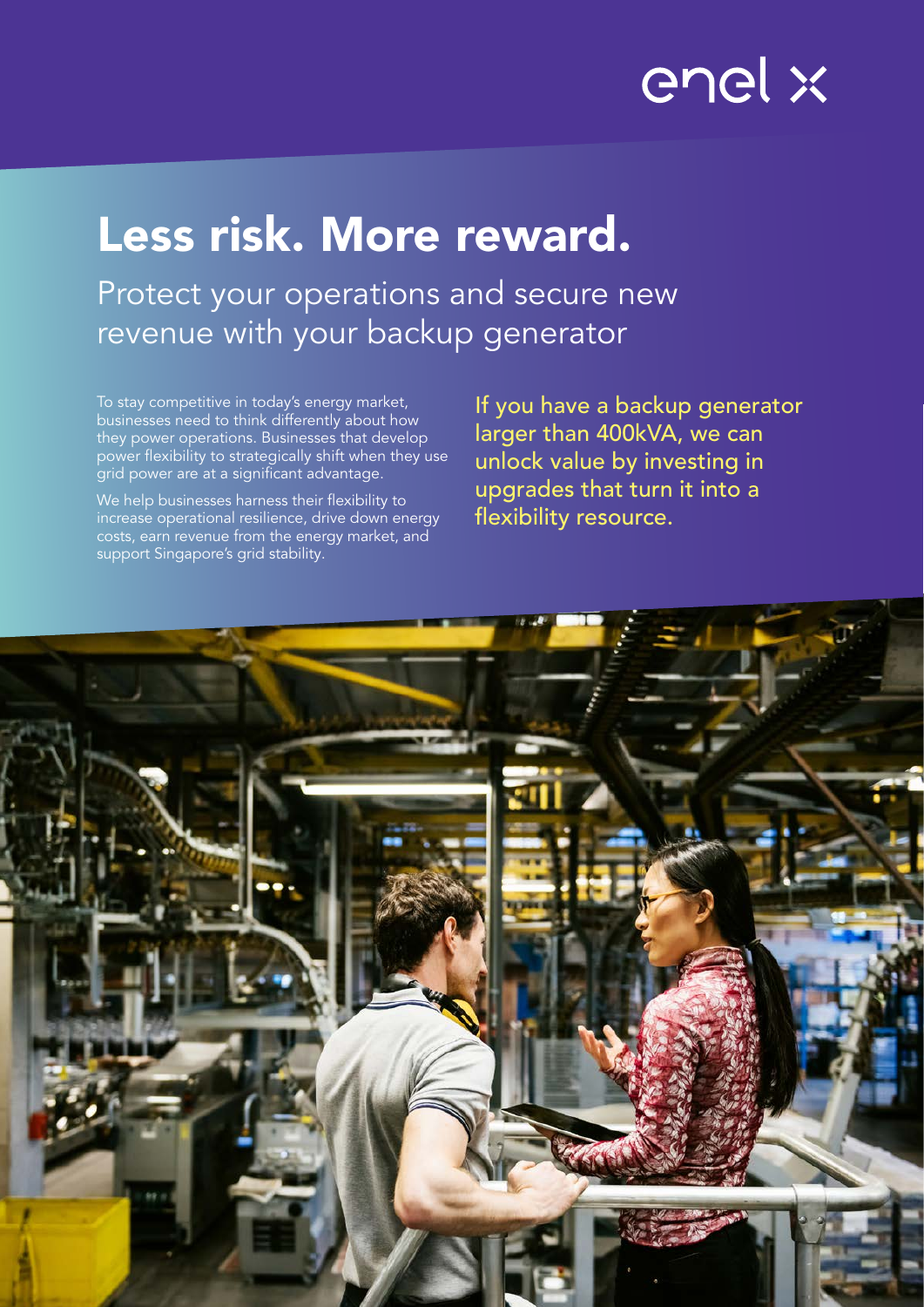enel x

# Less risk. More reward.

## Protect your operations and secure new revenue with your backup generator

To stay competitive in today's energy market, businesses need to think differently about how they power operations. Businesses that develop power flexibility to strategically shift when they use grid power are at a significant advantage.

We help businesses harness their flexibility to increase operational resilience, drive down energy costs, earn revenue from the energy market, and support Singapore's grid stability.

If you have a backup generator larger than 400kVA, we can unlock value by investing in upgrades that turn it into a flexibility resource.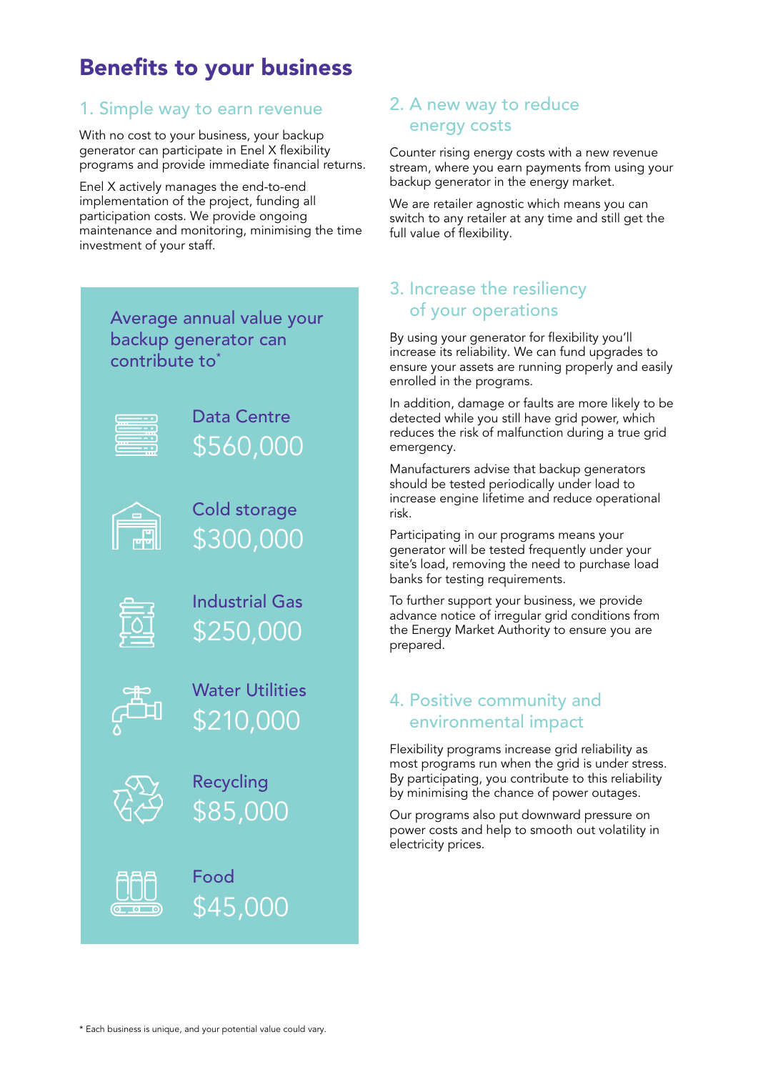# Benefits to your business

## 1. Simple way to earn revenue

With no cost to your business, your backup generator can participate in Enel X flexibility programs and provide immediate financial returns.

Enel X actively manages the end-to-end implementation of the project, funding all participation costs. We provide ongoing maintenance and monitoring, minimising the time investment of your staff.

### Average annual value your backup generator can contribute to*

Data Centre
$560,000

Cold storage
$300,000

Industrial Gas
$250,000

Water Utilities
$210,000

Recycling
$85,000

Food
$45,000

## 2. A new way to reduce energy costs

Counter rising energy costs with a new revenue stream, where you earn payments from using your backup generator in the energy market.

We are retailer agnostic which means you can switch to any retailer at any time and still get the full value of flexibility.

## 3. Increase the resiliency of your operations

By using your generator for flexibility you'll increase its reliability. We can fund upgrades to ensure your assets are running properly and easily enrolled in the programs.

In addition, damage or faults are more likely to be detected while you still have grid power, which reduces the risk of malfunction during a true grid emergency.

Manufacturers advise that backup generators should be tested periodically under load to increase engine lifetime and reduce operational risk.

Participating in our programs means your generator will be tested frequently under your site's load, removing the need to purchase load banks for testing requirements.

To further support your business, we provide advance notice of irregular grid conditions from the Energy Market Authority to ensure you are prepared.

## 4. Positive community and environmental impact

Flexibility programs increase grid reliability as most programs run when the grid is under stress. By participating, you contribute to this reliability by minimising the chance of power outages.

Our programs also put downward pressure on power costs and help to smooth out volatility in electricity prices.

* Each business is unique, and your potential value could vary.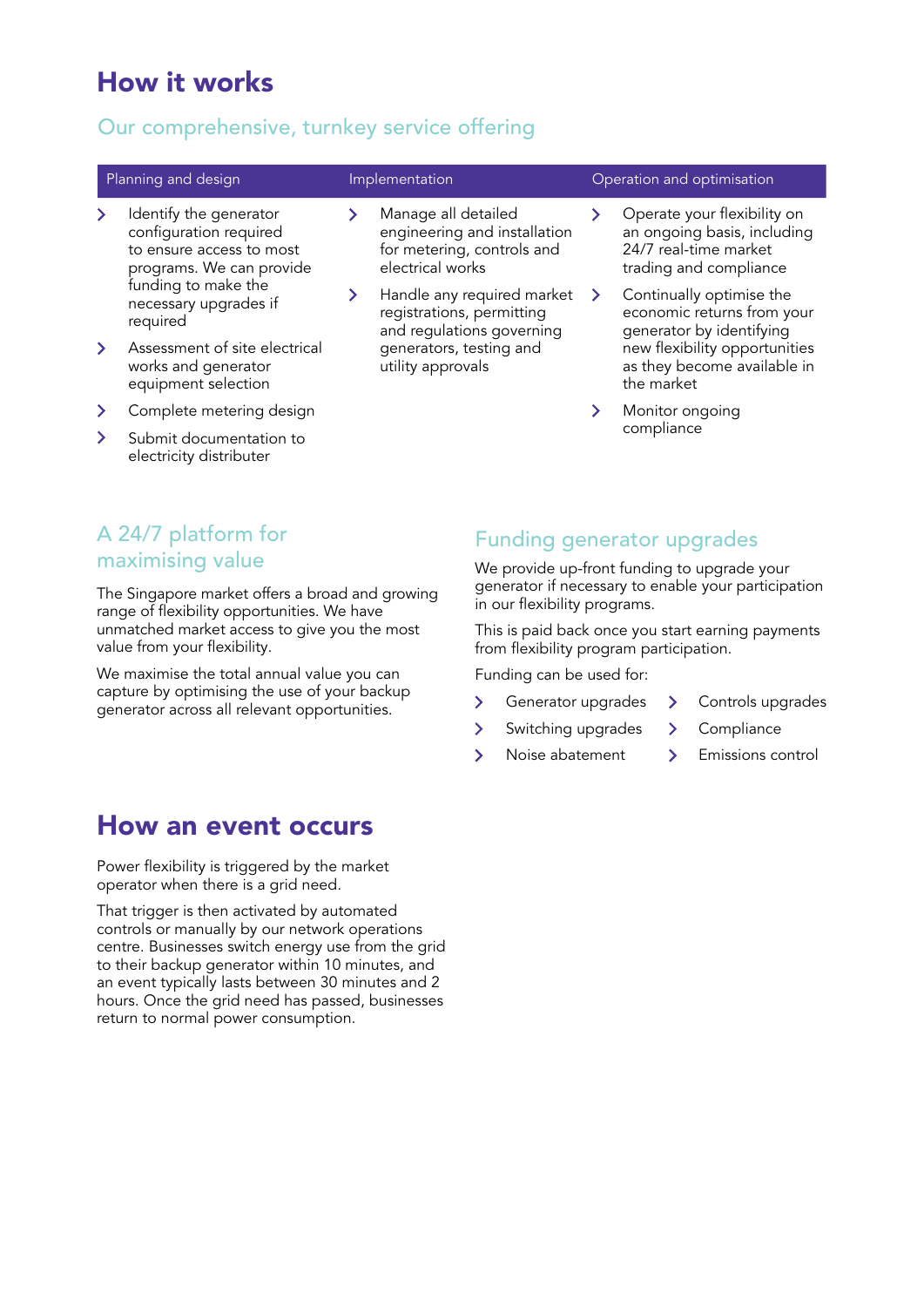# How it works

## Our comprehensive, turnkey service offering

### Planning and design

- Identify the generator configuration required to ensure access to most programs. We can provide funding to make the necessary upgrades if required
- Assessment of site electrical works and generator equipment selection
- Complete metering design
- Submit documentation to electricity distributer

### Implementation

- Manage all detailed engineering and installation for metering, controls and electrical works
- Handle any required market registrations, permitting and regulations governing generators, testing and utility approvals

### Operation and optimisation

- Operate your flexibility on an ongoing basis, including 24/7 real-time market trading and compliance
- Continually optimise the economic returns from your generator by identifying new flexibility opportunities as they become available in the market
- Monitor ongoing compliance

## A 24/7 platform for maximising value

The Singapore market offers a broad and growing range of flexibility opportunities. We have unmatched market access to give you the most value from your flexibility.

We maximise the total annual value you can capture by optimising the use of your backup generator across all relevant opportunities.

## Funding generator upgrades

We provide up-front funding to upgrade your generator if necessary to enable your participation in our flexibility programs.

This is paid back once you start earning payments from flexibility program participation.

Funding can be used for:

- Generator upgrades
- Switching upgrades
- Noise abatement
- Controls upgrades
- Compliance
- Emissions control

# How an event occurs

Power flexibility is triggered by the market operator when there is a grid need.

That trigger is then activated by automated controls or manually by our network operations centre. Businesses switch energy use from the grid to their backup generator within 10 minutes, and an event typically lasts between 30 minutes and 2 hours. Once the grid need has passed, businesses return to normal power consumption.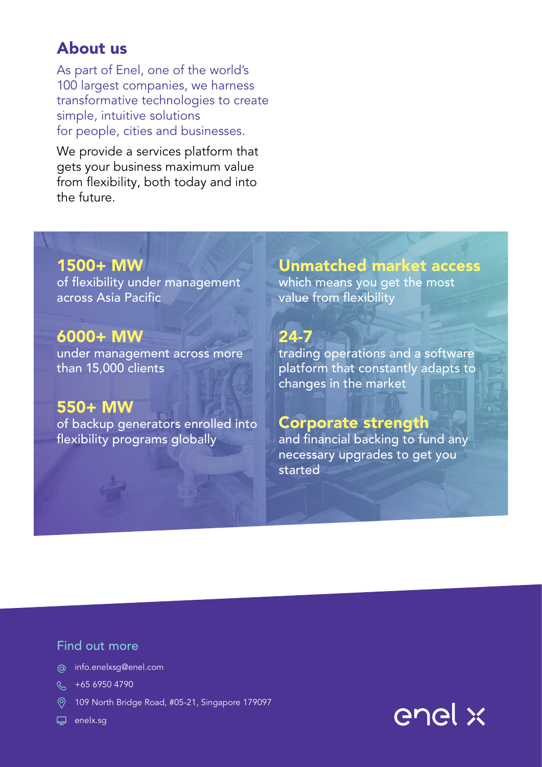## About us

As part of Enel, one of the world's 100 largest companies, we harness transformative technologies to create simple, intuitive solutions for people, cities and businesses.

We provide a services platform that gets your business maximum value from flexibility, both today and into the future.

**1500+ MW**
of flexibility under management across Asia Pacific

**6000+ MW**
under management across more than 15,000 clients

**550+ MW**
of backup generators enrolled into flexibility programs globally

**Unmatched market access**
which means you get the most value from flexibility

**24-7**
trading operations and a software platform that constantly adapts to changes in the market

**Corporate strength**
and financial backing to fund any necessary upgrades to get you started

### Find out more

- info.enelxsg@enel.com
- +65 6950 4790
- 109 North Bridge Road, #05-21, Singapore 179097
- enelx.sg

enel x